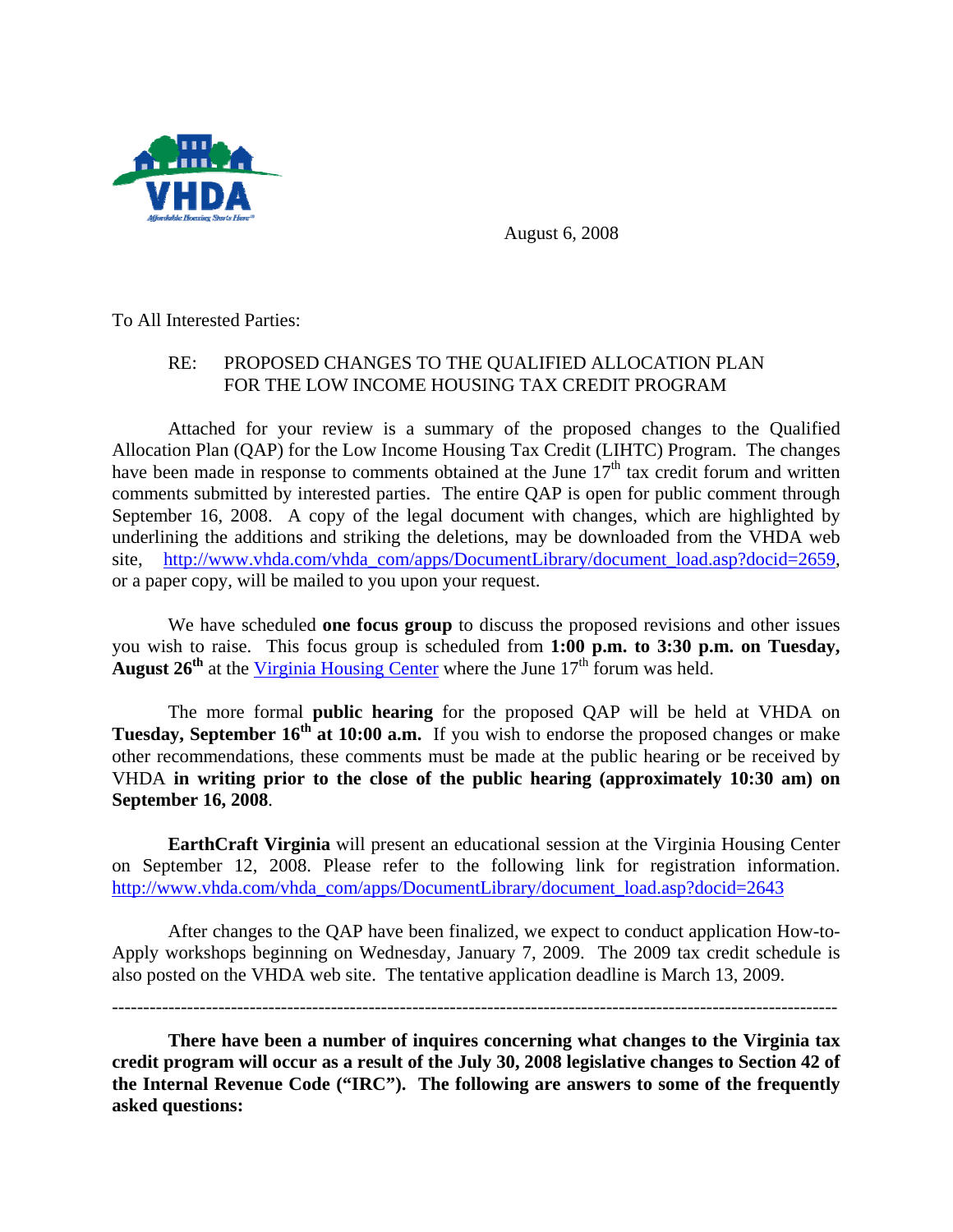August 6, 2008

To All Interested Parties:

RE: PROPOSED CHANGES TO THE QUALIFIED ALLOCATION PLAN FOR THE LOW INCOME HOUSING TAX CREDIT PROGRAM

Attached for your review is a summary of the proposed changes to the Qualified Allocation Plan (QAP) for the Low Income Housing Tax Credit (LIHTC) Program. The changes have been made in response to comments obtained at the June 17th tax credit forum and written comments submitted by interested parties. The entire QAP is open for public comment through September 16, 2008. A copy of the legal document with changes, which are highlighted by underlining the additions and striking the deletions, may be downloaded from the VHDA web site, http://www.vhda.com/vhda_com/apps/DocumentLibrary/document_load.asp?docid=2659, or a paper copy, will be mailed to you upon your request.

We have scheduled **one focus group** to discuss the proposed revisions and other issues you wish to raise. This focus group is scheduled from **1:00 p.m. to 3:30 p.m. on Tuesday, August 26th** at the Virginia Housing Center where the June 17th forum was held.

The more formal **public hearing** for the proposed QAP will be held at VHDA on **Tuesday, September 16th at 10:00 a.m.** If you wish to endorse the proposed changes or make other recommendations, these comments must be made at the public hearing or be received by VHDA **in writing prior to the close of the public hearing (approximately 10:30 am) on September 16, 2008**.

**EarthCraft Virginia** will present an educational session at the Virginia Housing Center on September 12, 2008. Please refer to the following link for registration information. http://www.vhda.com/vhda_com/apps/DocumentLibrary/document_load.asp?docid=2643

After changes to the QAP have been finalized, we expect to conduct application How-to-Apply workshops beginning on Wednesday, January 7, 2009. The 2009 tax credit schedule is also posted on the VHDA web site. The tentative application deadline is March 13, 2009.

---

**There have been a number of inquires concerning what changes to the Virginia tax credit program will occur as a result of the July 30, 2008 legislative changes to Section 42 of the Internal Revenue Code ("IRC"). The following are answers to some of the frequently asked questions:**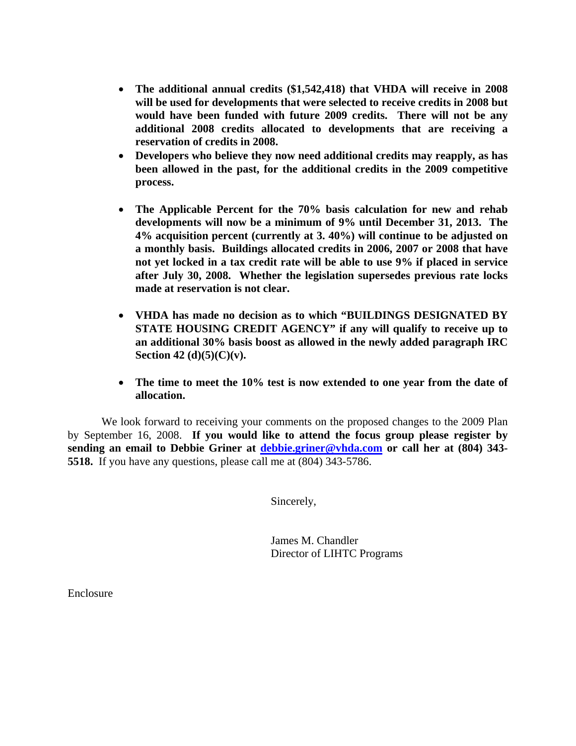- **The additional annual credits ($1,542,418) that VHDA will receive in 2008 will be used for developments that were selected to receive credits in 2008 but would have been funded with future 2009 credits. There will not be any additional 2008 credits allocated to developments that are receiving a reservation of credits in 2008.**
- **Developers who believe they now need additional credits may reapply, as has been allowed in the past, for the additional credits in the 2009 competitive process.**

- **The Applicable Percent for the 70% basis calculation for new and rehab developments will now be a minimum of 9% until December 31, 2013. The 4% acquisition percent (currently at 3. 40%) will continue to be adjusted on a monthly basis. Buildings allocated credits in 2006, 2007 or 2008 that have not yet locked in a tax credit rate will be able to use 9% if placed in service after July 30, 2008. Whether the legislation supersedes previous rate locks made at reservation is not clear.**

- **VHDA has made no decision as to which "BUILDINGS DESIGNATED BY STATE HOUSING CREDIT AGENCY" if any will qualify to receive up to an additional 30% basis boost as allowed in the newly added paragraph IRC Section 42 (d)(5)(C)(v).**

- **The time to meet the 10% test is now extended to one year from the date of allocation.**

We look forward to receiving your comments on the proposed changes to the 2009 Plan by September 16, 2008. **If you would like to attend the focus group please register by sending an email to Debbie Griner at [debbie.griner@vhda.com](mailto:debbie.griner@vhda.com) or call her at (804) 343-5518.** If you have any questions, please call me at (804) 343-5786.

Sincerely,

James M. Chandler
Director of LIHTC Programs

Enclosure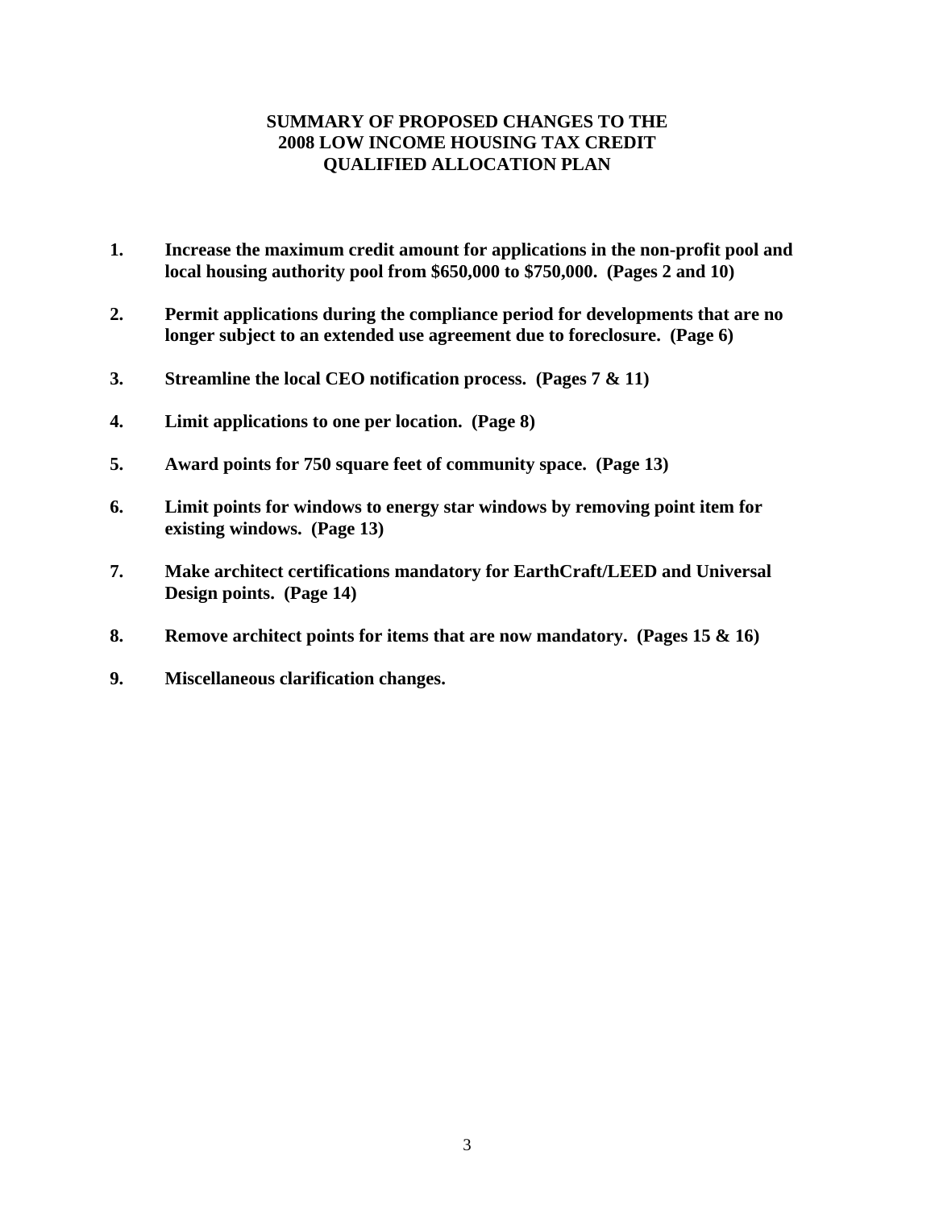# SUMMARY OF PROPOSED CHANGES TO THE 2008 LOW INCOME HOUSING TAX CREDIT QUALIFIED ALLOCATION PLAN

1. **Increase the maximum credit amount for applications in the non-profit pool and local housing authority pool from $650,000 to $750,000. (Pages 2 and 10)**

2. **Permit applications during the compliance period for developments that are no longer subject to an extended use agreement due to foreclosure. (Page 6)**

3. **Streamline the local CEO notification process. (Pages 7 & 11)**

4. **Limit applications to one per location. (Page 8)**

5. **Award points for 750 square feet of community space. (Page 13)**

6. **Limit points for windows to energy star windows by removing point item for existing windows. (Page 13)**

7. **Make architect certifications mandatory for EarthCraft/LEED and Universal Design points. (Page 14)**

8. **Remove architect points for items that are now mandatory. (Pages 15 & 16)**

9. **Miscellaneous clarification changes.**